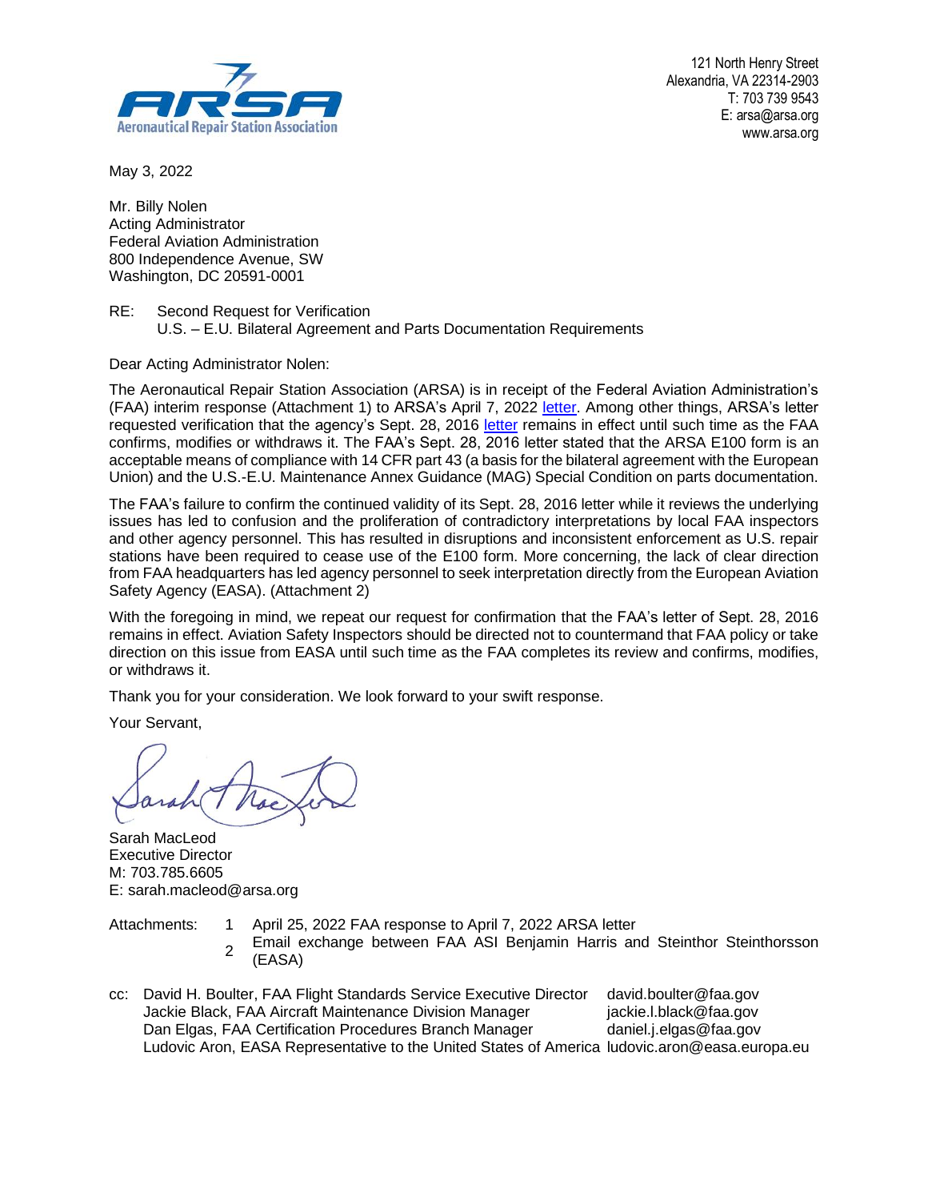ARSA
Aeronautical Repair Station Association

121 North Henry Street
Alexandria, VA 22314-2903
T: 703 739 9543
E: arsa@arsa.org
www.arsa.org

May 3, 2022

Mr. Billy Nolen
Acting Administrator
Federal Aviation Administration
800 Independence Avenue, SW
Washington, DC 20591-0001

RE: Second Request for Verification
U.S. – E.U. Bilateral Agreement and Parts Documentation Requirements

Dear Acting Administrator Nolen:

The Aeronautical Repair Station Association (ARSA) is in receipt of the Federal Aviation Administration's (FAA) interim response (Attachment 1) to ARSA's April 7, 2022 letter. Among other things, ARSA's letter requested verification that the agency's Sept. 28, 2016 letter remains in effect until such time as the FAA confirms, modifies or withdraws it. The FAA's Sept. 28, 2016 letter stated that the ARSA E100 form is an acceptable means of compliance with 14 CFR part 43 (a basis for the bilateral agreement with the European Union) and the U.S.-E.U. Maintenance Annex Guidance (MAG) Special Condition on parts documentation.

The FAA's failure to confirm the continued validity of its Sept. 28, 2016 letter while it reviews the underlying issues has led to confusion and the proliferation of contradictory interpretations by local FAA inspectors and other agency personnel. This has resulted in disruptions and inconsistent enforcement as U.S. repair stations have been required to cease use of the E100 form. More concerning, the lack of clear direction from FAA headquarters has led agency personnel to seek interpretation directly from the European Aviation Safety Agency (EASA). (Attachment 2)

With the foregoing in mind, we repeat our request for confirmation that the FAA's letter of Sept. 28, 2016 remains in effect. Aviation Safety Inspectors should be directed not to countermand that FAA policy or take direction on this issue from EASA until such time as the FAA completes its review and confirms, modifies, or withdraws it.

Thank you for your consideration. We look forward to your swift response.

Your Servant,

Sarah MacLeod
Executive Director
M: 703.785.6605
E: sarah.macleod@arsa.org

Attachments:
1. April 25, 2022 FAA response to April 7, 2022 ARSA letter
2. Email exchange between FAA ASI Benjamin Harris and Steinthor Steinthorsson (EASA)

cc:
David H. Boulter, FAA Flight Standards Service Executive Director david.boulter@faa.gov
Jackie Black, FAA Aircraft Maintenance Division Manager jackie.l.black@faa.gov
Dan Elgas, FAA Certification Procedures Branch Manager daniel.j.elgas@faa.gov
Ludovic Aron, EASA Representative to the United States of America ludovic.aron@easa.europa.eu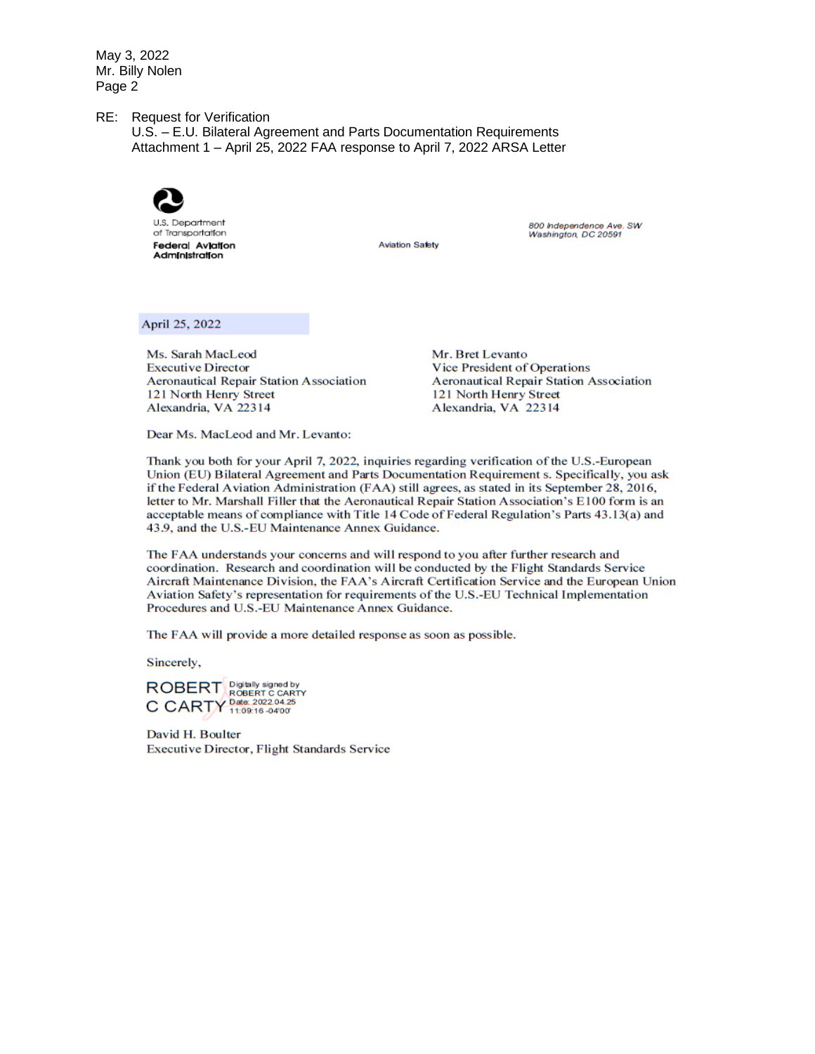RE: Request for Verification
U.S. – E.U. Bilateral Agreement and Parts Documentation Requirements
Attachment 1 – April 25, 2022 FAA response to April 7, 2022 ARSA Letter

U.S. Department of Transportation
**Federal Aviation Administration**

Aviation Safety

800 Independence Ave. SW
Washington, DC 20591

April 25, 2022

Ms. Sarah MacLeod
Executive Director
Aeronautical Repair Station Association
121 North Henry Street
Alexandria, VA 22314

Mr. Bret Levanto
Vice President of Operations
Aeronautical Repair Station Association
121 North Henry Street
Alexandria, VA 22314

Dear Ms. MacLeod and Mr. Levanto:

Thank you both for your April 7, 2022, inquiries regarding verification of the U.S.-European Union (EU) Bilateral Agreement and Parts Documentation Requirement s. Specifically, you ask if the Federal Aviation Administration (FAA) still agrees, as stated in its September 28, 2016, letter to Mr. Marshall Filler that the Aeronautical Repair Station Association's E100 form is an acceptable means of compliance with Title 14 Code of Federal Regulation's Parts 43.13(a) and 43.9, and the U.S.-EU Maintenance Annex Guidance.

The FAA understands your concerns and will respond to you after further research and coordination. Research and coordination will be conducted by the Flight Standards Service Aircraft Maintenance Division, the FAA's Aircraft Certification Service and the European Union Aviation Safety's representation for requirements of the U.S.-EU Technical Implementation Procedures and U.S.-EU Maintenance Annex Guidance.

The FAA will provide a more detailed response as soon as possible.

Sincerely,

ROBERT C CARTY
Digitally signed by ROBERT C CARTY
Date: 2022.04.25 11:09:16 -04'00'

David H. Boulter
Executive Director, Flight Standards Service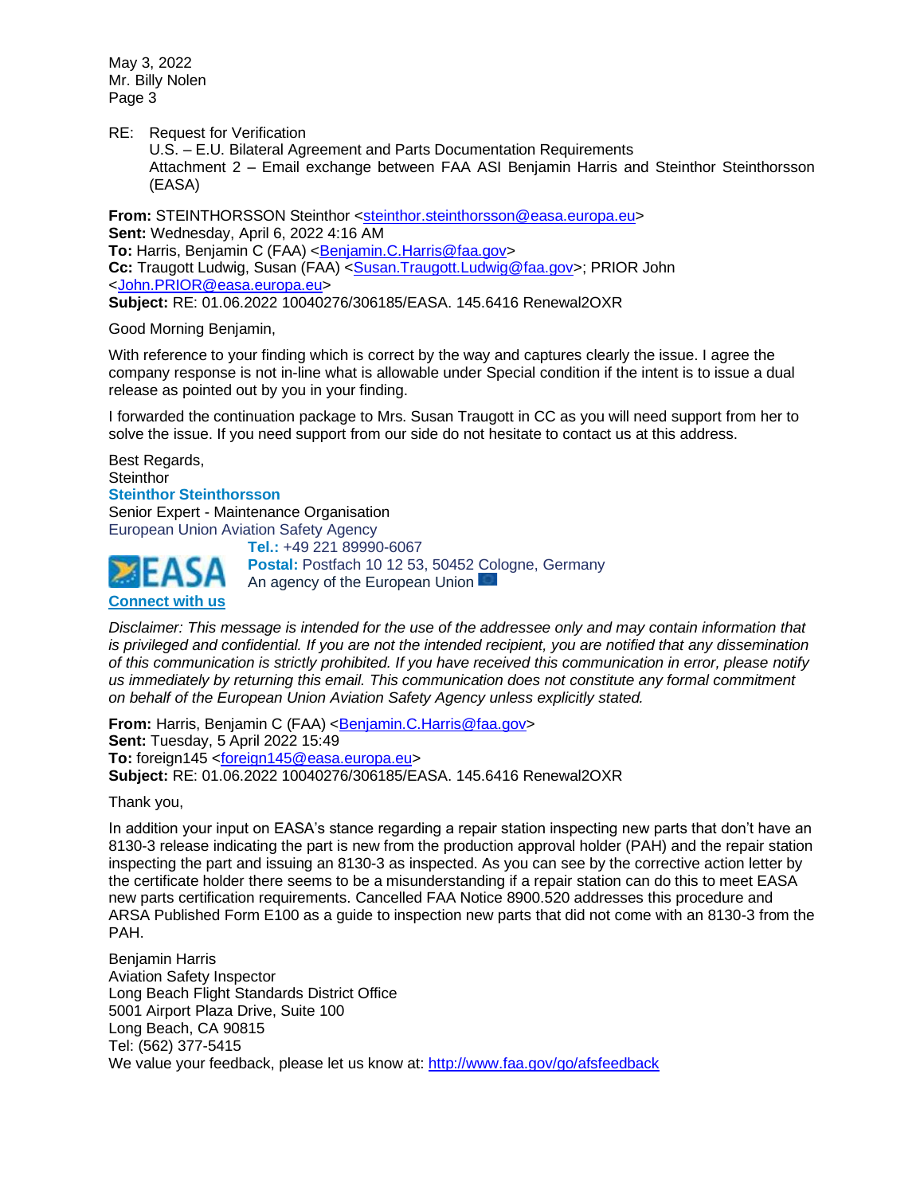May 3, 2022
Mr. Billy Nolen

RE: Request for Verification
U.S. – E.U. Bilateral Agreement and Parts Documentation Requirements
Attachment 2 – Email exchange between FAA ASI Benjamin Harris and Steinthor Steinthorsson (EASA)

**From:** STEINTHORSSON Steinthor <steinthor.steinthorsson@easa.europa.eu>
**Sent:** Wednesday, April 6, 2022 4:16 AM
**To:** Harris, Benjamin C (FAA) <Benjamin.C.Harris@faa.gov>
**Cc:** Traugott Ludwig, Susan (FAA) <Susan.Traugott.Ludwig@faa.gov>; PRIOR John <John.PRIOR@easa.europa.eu>
**Subject:** RE: 01.06.2022 10040276/306185/EASA. 145.6416 Renewal2OXR

Good Morning Benjamin,

With reference to your finding which is correct by the way and captures clearly the issue. I agree the company response is not in-line what is allowable under Special condition if the intent is to issue a dual release as pointed out by you in your finding.

I forwarded the continuation package to Mrs. Susan Traugott in CC as you will need support from her to solve the issue. If you need support from our side do not hesitate to contact us at this address.

Best Regards,
Steinthor
**Steinthor Steinthorsson**
Senior Expert - Maintenance Organisation
European Union Aviation Safety Agency
**Tel.:** +49 221 89990-6067
**Postal:** Postfach 10 12 53, 50452 Cologne, Germany
An agency of the European Union
EASA
**Connect with us**

*Disclaimer: This message is intended for the use of the addressee only and may contain information that is privileged and confidential. If you are not the intended recipient, you are notified that any dissemination of this communication is strictly prohibited. If you have received this communication in error, please notify us immediately by returning this email. This communication does not constitute any formal commitment on behalf of the European Union Aviation Safety Agency unless explicitly stated.*

**From:** Harris, Benjamin C (FAA) <Benjamin.C.Harris@faa.gov>
**Sent:** Tuesday, 5 April 2022 15:49
**To:** foreign145 <foreign145@easa.europa.eu>
**Subject:** RE: 01.06.2022 10040276/306185/EASA. 145.6416 Renewal2OXR

Thank you,

In addition your input on EASA's stance regarding a repair station inspecting new parts that don't have an 8130-3 release indicating the part is new from the production approval holder (PAH) and the repair station inspecting the part and issuing an 8130-3 as inspected. As you can see by the corrective action letter by the certificate holder there seems to be a misunderstanding if a repair station can do this to meet EASA new parts certification requirements. Cancelled FAA Notice 8900.520 addresses this procedure and ARSA Published Form E100 as a guide to inspection new parts that did not come with an 8130-3 from the PAH.

Benjamin Harris
Aviation Safety Inspector
Long Beach Flight Standards District Office
5001 Airport Plaza Drive, Suite 100
Long Beach, CA 90815
Tel: (562) 377-5415
We value your feedback, please let us know at: http://www.faa.gov/go/afsfeedback